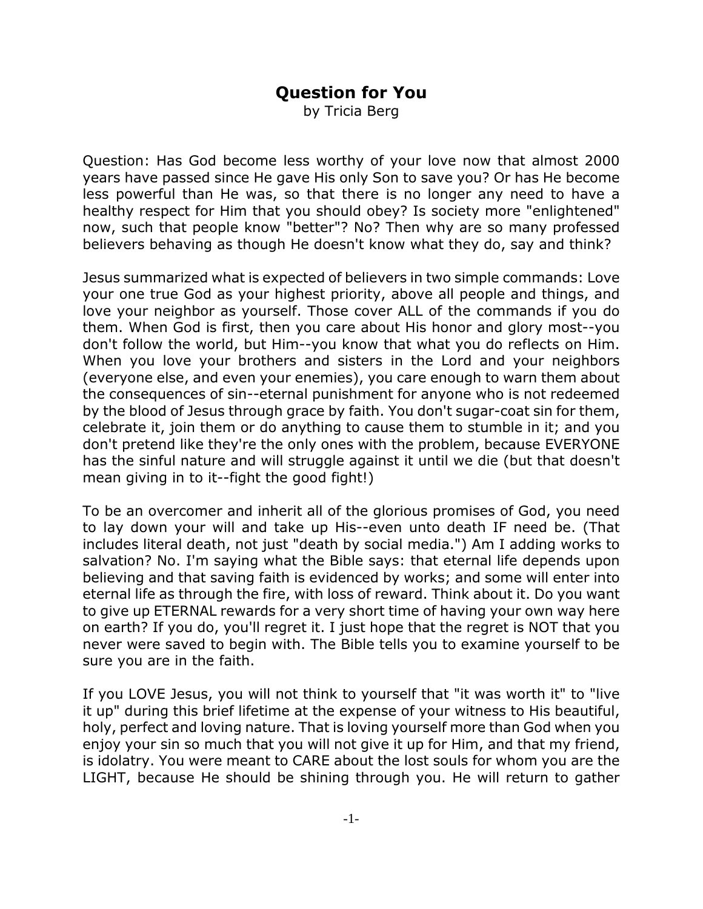# Question for You

by Tricia Berg

Question: Has God become less worthy of your love now that almost 2000 years have passed since He gave His only Son to save you? Or has He become less powerful than He was, so that there is no longer any need to have a healthy respect for Him that you should obey? Is society more "enlightened" now, such that people know "better"? No? Then why are so many professed believers behaving as though He doesn't know what they do, say and think?

Jesus summarized what is expected of believers in two simple commands: Love your one true God as your highest priority, above all people and things, and love your neighbor as yourself. Those cover ALL of the commands if you do them. When God is first, then you care about His honor and glory most--you don't follow the world, but Him--you know that what you do reflects on Him. When you love your brothers and sisters in the Lord and your neighbors (everyone else, and even your enemies), you care enough to warn them about the consequences of sin--eternal punishment for anyone who is not redeemed by the blood of Jesus through grace by faith. You don't sugar-coat sin for them, celebrate it, join them or do anything to cause them to stumble in it; and you don't pretend like they're the only ones with the problem, because EVERYONE has the sinful nature and will struggle against it until we die (but that doesn't mean giving in to it--fight the good fight!)

To be an overcomer and inherit all of the glorious promises of God, you need to lay down your will and take up His--even unto death IF need be. (That includes literal death, not just "death by social media.") Am I adding works to salvation? No. I'm saying what the Bible says: that eternal life depends upon believing and that saving faith is evidenced by works; and some will enter into eternal life as through the fire, with loss of reward. Think about it. Do you want to give up ETERNAL rewards for a very short time of having your own way here on earth? If you do, you'll regret it. I just hope that the regret is NOT that you never were saved to begin with. The Bible tells you to examine yourself to be sure you are in the faith.

If you LOVE Jesus, you will not think to yourself that "it was worth it" to "live it up" during this brief lifetime at the expense of your witness to His beautiful, holy, perfect and loving nature. That is loving yourself more than God when you enjoy your sin so much that you will not give it up for Him, and that my friend, is idolatry. You were meant to CARE about the lost souls for whom you are the LIGHT, because He should be shining through you. He will return to gather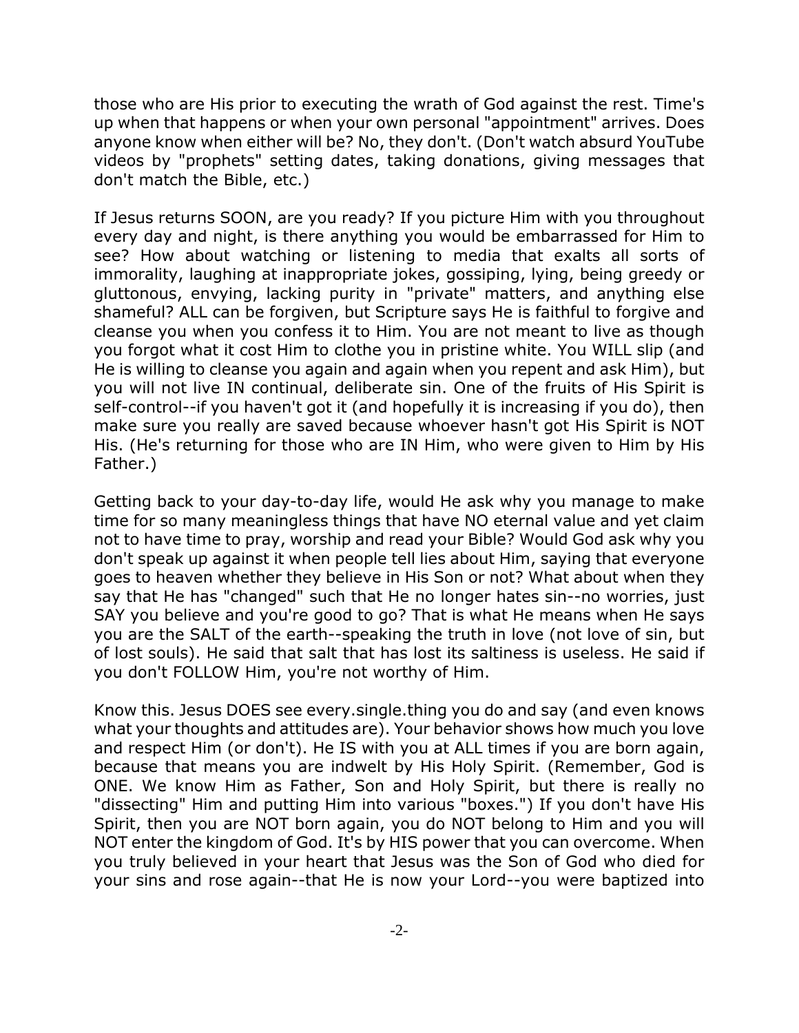those who are His prior to executing the wrath of God against the rest. Time's up when that happens or when your own personal "appointment" arrives. Does anyone know when either will be? No, they don't. (Don't watch absurd YouTube videos by "prophets" setting dates, taking donations, giving messages that don't match the Bible, etc.)

If Jesus returns SOON, are you ready? If you picture Him with you throughout every day and night, is there anything you would be embarrassed for Him to see? How about watching or listening to media that exalts all sorts of immorality, laughing at inappropriate jokes, gossiping, lying, being greedy or gluttonous, envying, lacking purity in "private" matters, and anything else shameful? ALL can be forgiven, but Scripture says He is faithful to forgive and cleanse you when you confess it to Him. You are not meant to live as though you forgot what it cost Him to clothe you in pristine white. You WILL slip (and He is willing to cleanse you again and again when you repent and ask Him), but you will not live IN continual, deliberate sin. One of the fruits of His Spirit is self-control--if you haven't got it (and hopefully it is increasing if you do), then make sure you really are saved because whoever hasn't got His Spirit is NOT His. (He's returning for those who are IN Him, who were given to Him by His Father.)

Getting back to your day-to-day life, would He ask why you manage to make time for so many meaningless things that have NO eternal value and yet claim not to have time to pray, worship and read your Bible? Would God ask why you don't speak up against it when people tell lies about Him, saying that everyone goes to heaven whether they believe in His Son or not? What about when they say that He has "changed" such that He no longer hates sin--no worries, just SAY you believe and you're good to go? That is what He means when He says you are the SALT of the earth--speaking the truth in love (not love of sin, but of lost souls). He said that salt that has lost its saltiness is useless. He said if you don't FOLLOW Him, you're not worthy of Him.

Know this. Jesus DOES see every.single.thing you do and say (and even knows what your thoughts and attitudes are). Your behavior shows how much you love and respect Him (or don't). He IS with you at ALL times if you are born again, because that means you are indwelt by His Holy Spirit. (Remember, God is ONE. We know Him as Father, Son and Holy Spirit, but there is really no "dissecting" Him and putting Him into various "boxes.") If you don't have His Spirit, then you are NOT born again, you do NOT belong to Him and you will NOT enter the kingdom of God. It's by HIS power that you can overcome. When you truly believed in your heart that Jesus was the Son of God who died for your sins and rose again--that He is now your Lord--you were baptized into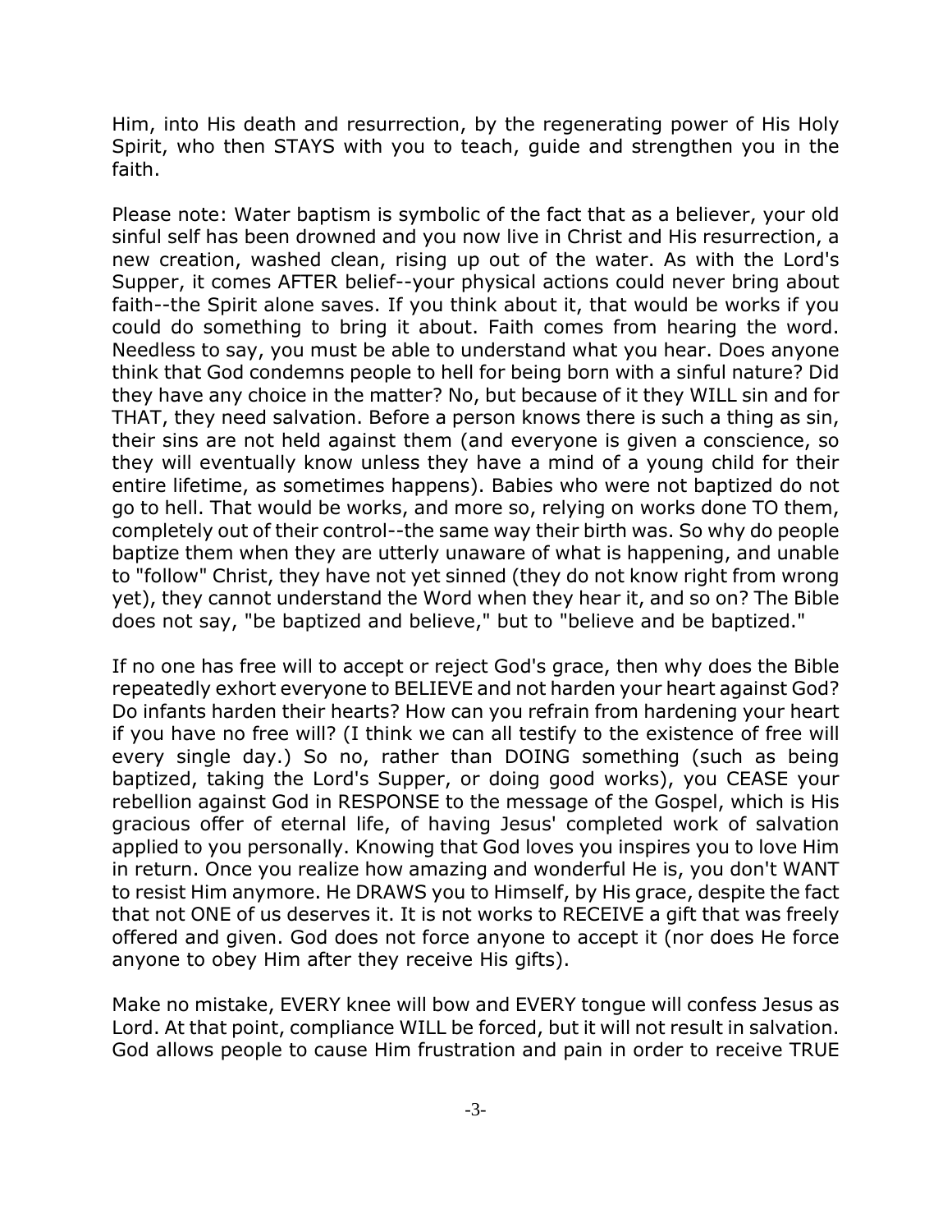Him, into His death and resurrection, by the regenerating power of His Holy Spirit, who then STAYS with you to teach, guide and strengthen you in the faith.

Please note: Water baptism is symbolic of the fact that as a believer, your old sinful self has been drowned and you now live in Christ and His resurrection, a new creation, washed clean, rising up out of the water. As with the Lord's Supper, it comes AFTER belief--your physical actions could never bring about faith--the Spirit alone saves. If you think about it, that would be works if you could do something to bring it about. Faith comes from hearing the word. Needless to say, you must be able to understand what you hear. Does anyone think that God condemns people to hell for being born with a sinful nature? Did they have any choice in the matter? No, but because of it they WILL sin and for THAT, they need salvation. Before a person knows there is such a thing as sin, their sins are not held against them (and everyone is given a conscience, so they will eventually know unless they have a mind of a young child for their entire lifetime, as sometimes happens). Babies who were not baptized do not go to hell. That would be works, and more so, relying on works done TO them, completely out of their control--the same way their birth was. So why do people baptize them when they are utterly unaware of what is happening, and unable to "follow" Christ, they have not yet sinned (they do not know right from wrong yet), they cannot understand the Word when they hear it, and so on? The Bible does not say, "be baptized and believe," but to "believe and be baptized."

If no one has free will to accept or reject God's grace, then why does the Bible repeatedly exhort everyone to BELIEVE and not harden your heart against God? Do infants harden their hearts? How can you refrain from hardening your heart if you have no free will? (I think we can all testify to the existence of free will every single day.) So no, rather than DOING something (such as being baptized, taking the Lord's Supper, or doing good works), you CEASE your rebellion against God in RESPONSE to the message of the Gospel, which is His gracious offer of eternal life, of having Jesus' completed work of salvation applied to you personally. Knowing that God loves you inspires you to love Him in return. Once you realize how amazing and wonderful He is, you don't WANT to resist Him anymore. He DRAWS you to Himself, by His grace, despite the fact that not ONE of us deserves it. It is not works to RECEIVE a gift that was freely offered and given. God does not force anyone to accept it (nor does He force anyone to obey Him after they receive His gifts).

Make no mistake, EVERY knee will bow and EVERY tongue will confess Jesus as Lord. At that point, compliance WILL be forced, but it will not result in salvation. God allows people to cause Him frustration and pain in order to receive TRUE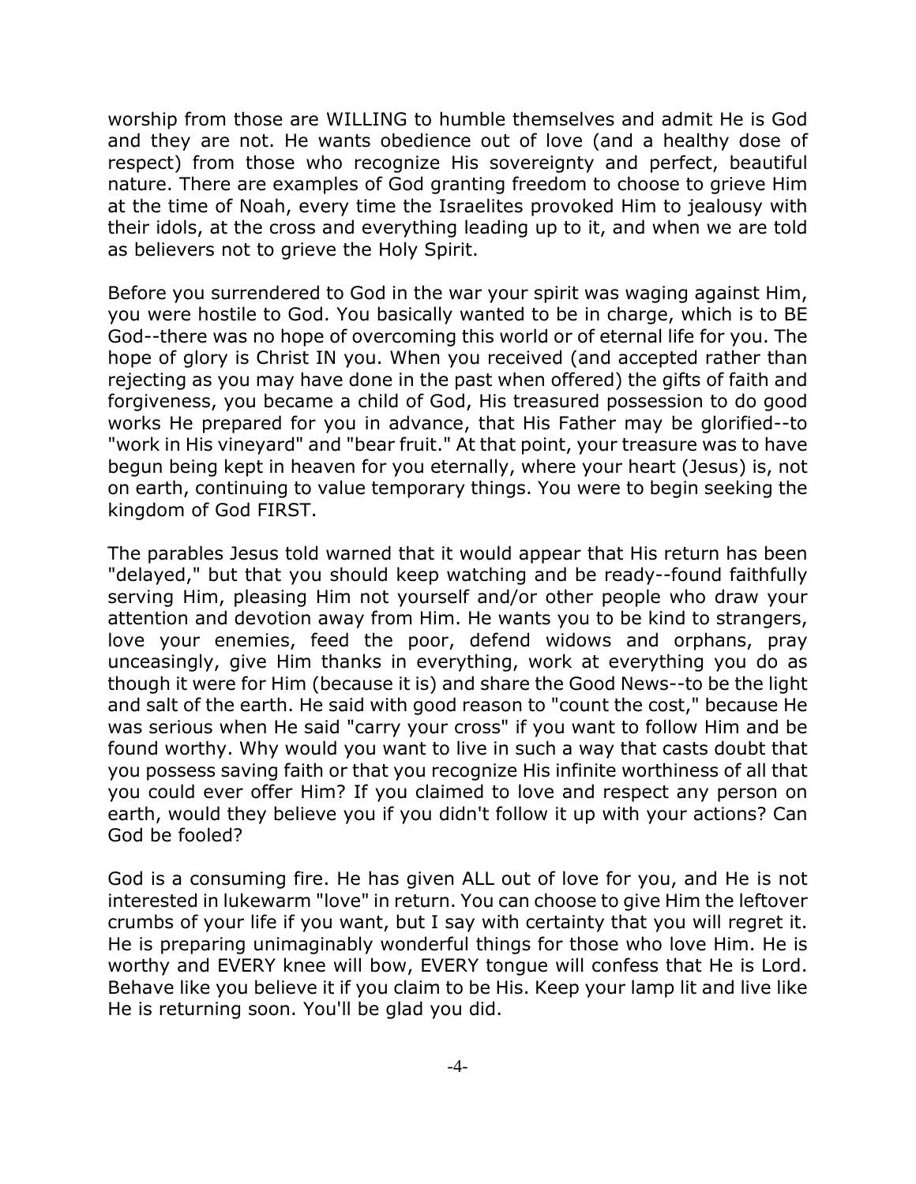worship from those are WILLING to humble themselves and admit He is God and they are not. He wants obedience out of love (and a healthy dose of respect) from those who recognize His sovereignty and perfect, beautiful nature. There are examples of God granting freedom to choose to grieve Him at the time of Noah, every time the Israelites provoked Him to jealousy with their idols, at the cross and everything leading up to it, and when we are told as believers not to grieve the Holy Spirit.

Before you surrendered to God in the war your spirit was waging against Him, you were hostile to God. You basically wanted to be in charge, which is to BE God--there was no hope of overcoming this world or of eternal life for you. The hope of glory is Christ IN you. When you received (and accepted rather than rejecting as you may have done in the past when offered) the gifts of faith and forgiveness, you became a child of God, His treasured possession to do good works He prepared for you in advance, that His Father may be glorified--to "work in His vineyard" and "bear fruit." At that point, your treasure was to have begun being kept in heaven for you eternally, where your heart (Jesus) is, not on earth, continuing to value temporary things. You were to begin seeking the kingdom of God FIRST.

The parables Jesus told warned that it would appear that His return has been "delayed," but that you should keep watching and be ready--found faithfully serving Him, pleasing Him not yourself and/or other people who draw your attention and devotion away from Him. He wants you to be kind to strangers, love your enemies, feed the poor, defend widows and orphans, pray unceasingly, give Him thanks in everything, work at everything you do as though it were for Him (because it is) and share the Good News--to be the light and salt of the earth. He said with good reason to "count the cost," because He was serious when He said "carry your cross" if you want to follow Him and be found worthy. Why would you want to live in such a way that casts doubt that you possess saving faith or that you recognize His infinite worthiness of all that you could ever offer Him? If you claimed to love and respect any person on earth, would they believe you if you didn't follow it up with your actions? Can God be fooled?

God is a consuming fire. He has given ALL out of love for you, and He is not interested in lukewarm "love" in return. You can choose to give Him the leftover crumbs of your life if you want, but I say with certainty that you will regret it. He is preparing unimaginably wonderful things for those who love Him. He is worthy and EVERY knee will bow, EVERY tongue will confess that He is Lord. Behave like you believe it if you claim to be His. Keep your lamp lit and live like He is returning soon. You'll be glad you did.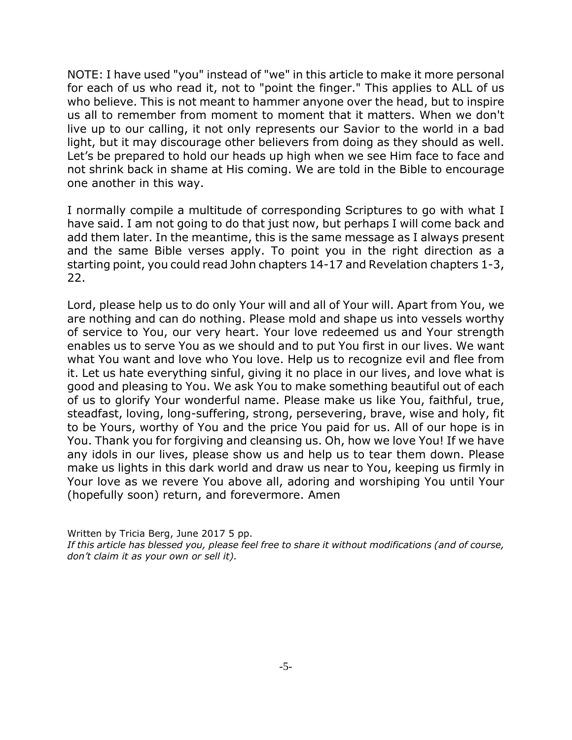NOTE: I have used "you" instead of "we" in this article to make it more personal for each of us who read it, not to "point the finger." This applies to ALL of us who believe. This is not meant to hammer anyone over the head, but to inspire us all to remember from moment to moment that it matters. When we don't live up to our calling, it not only represents our Savior to the world in a bad light, but it may discourage other believers from doing as they should as well. Let's be prepared to hold our heads up high when we see Him face to face and not shrink back in shame at His coming. We are told in the Bible to encourage one another in this way.

I normally compile a multitude of corresponding Scriptures to go with what I have said. I am not going to do that just now, but perhaps I will come back and add them later. In the meantime, this is the same message as I always present and the same Bible verses apply. To point you in the right direction as a starting point, you could read John chapters 14-17 and Revelation chapters 1-3, 22.

Lord, please help us to do only Your will and all of Your will. Apart from You, we are nothing and can do nothing. Please mold and shape us into vessels worthy of service to You, our very heart. Your love redeemed us and Your strength enables us to serve You as we should and to put You first in our lives. We want what You want and love who You love. Help us to recognize evil and flee from it. Let us hate everything sinful, giving it no place in our lives, and love what is good and pleasing to You. We ask You to make something beautiful out of each of us to glorify Your wonderful name. Please make us like You, faithful, true, steadfast, loving, long-suffering, strong, persevering, brave, wise and holy, fit to be Yours, worthy of You and the price You paid for us. All of our hope is in You. Thank you for forgiving and cleansing us. Oh, how we love You! If we have any idols in our lives, please show us and help us to tear them down. Please make us lights in this dark world and draw us near to You, keeping us firmly in Your love as we revere You above all, adoring and worshiping You until Your (hopefully soon) return, and forevermore. Amen

Written by Tricia Berg, June 2017 5 pp.
*If this article has blessed you, please feel free to share it without modifications (and of course, don't claim it as your own or sell it).*